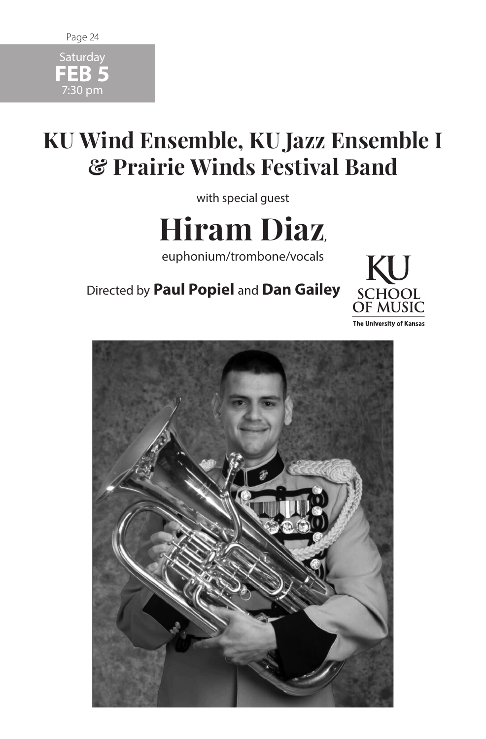Saturday
**FEB 5**
7:30 pm

# KU Wind Ensemble, KU Jazz Ensemble I & Prairie Winds Festival Band

with special guest

# Hiram Diaz,

euphonium/trombone/vocals

Directed by **Paul Popiel** and **Dan Gailey**

KU SCHOOL OF MUSIC
The University of Kansas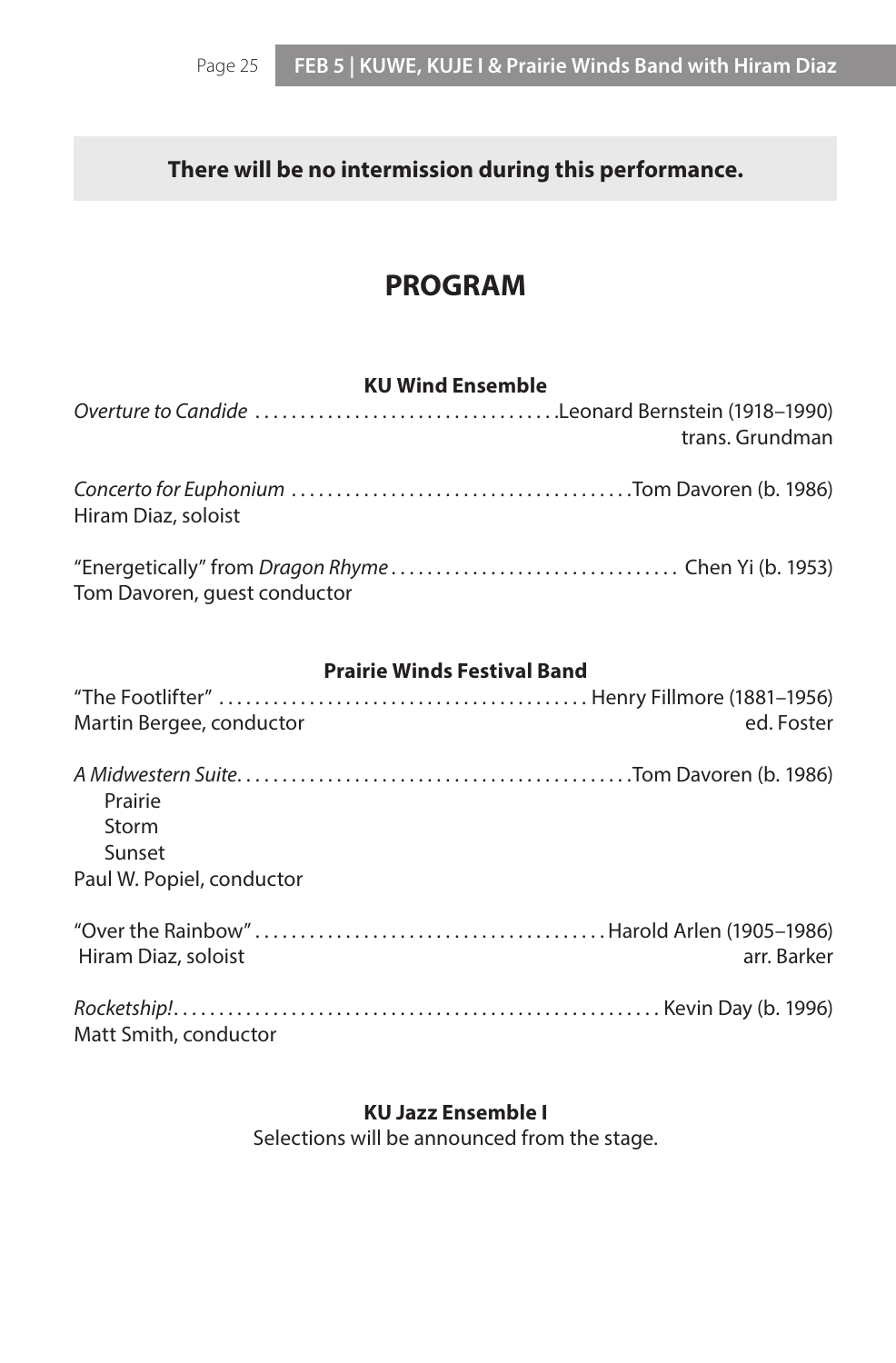**There will be no intermission during this performance.**

# PROGRAM

### KU Wind Ensemble

*Overture to Candide* .................................Leonard Bernstein (1918–1990)
trans. Grundman

*Concerto for Euphonium* .....................................Tom Davoren (b. 1986)
Hiram Diaz, soloist

"Energetically" from *Dragon Rhyme* ................................ Chen Yi (b. 1953)
Tom Davoren, guest conductor

### Prairie Winds Festival Band

"The Footlifter" ......................................... Henry Fillmore (1881–1956)
Martin Bergee, conductor ed. Foster

*A Midwestern Suite*...........................................Tom Davoren (b. 1986)

- Prairie
- Storm
- Sunset

Paul W. Popiel, conductor

"Over the Rainbow" .......................................Harold Arlen (1905–1986)
Hiram Diaz, soloist arr. Barker

*Rocketship!*..................................................... Kevin Day (b. 1996)
Matt Smith, conductor

### KU Jazz Ensemble I

Selections will be announced from the stage.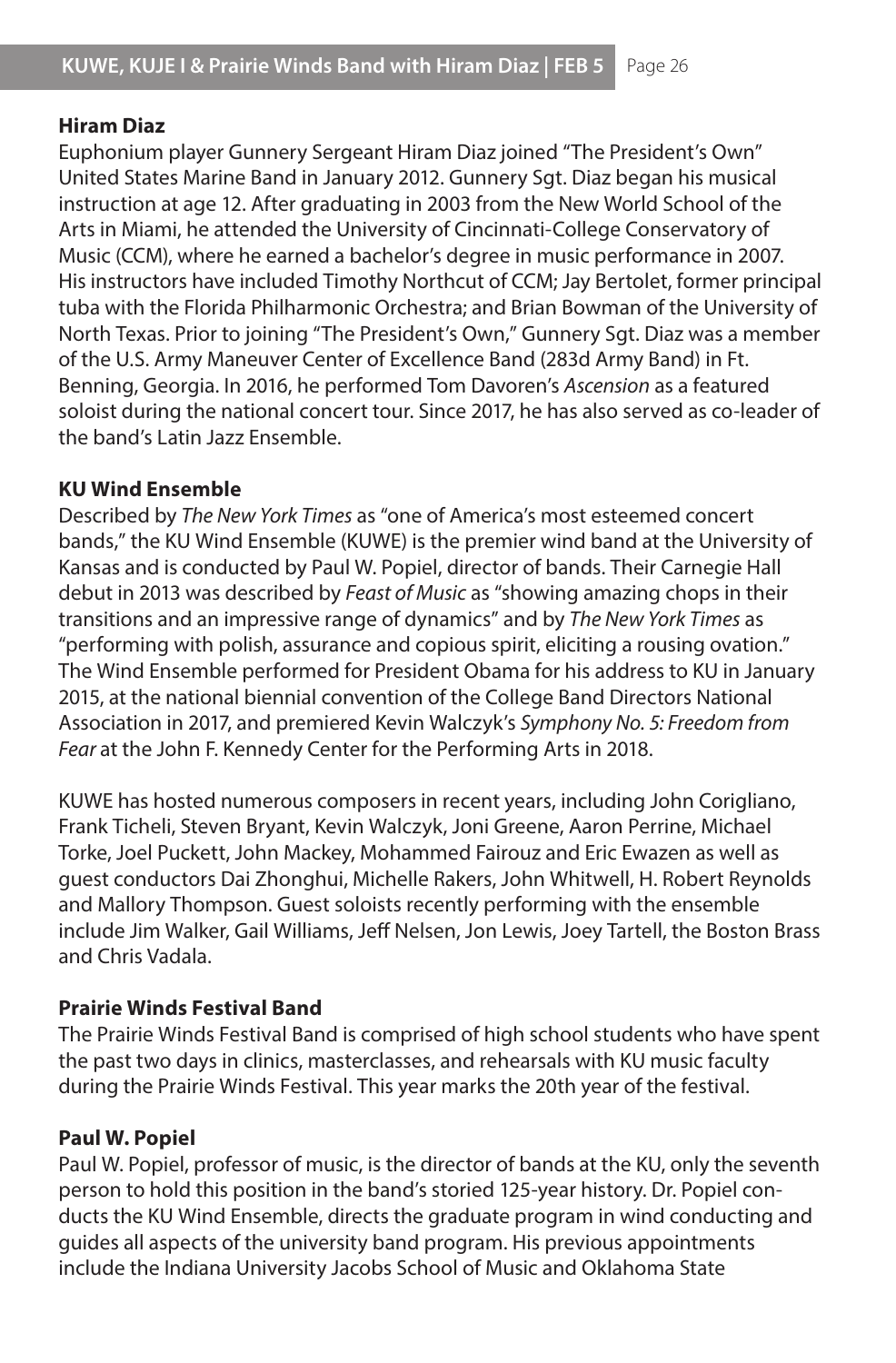**Hiram Diaz**

Euphonium player Gunnery Sergeant Hiram Diaz joined "The President's Own" United States Marine Band in January 2012. Gunnery Sgt. Diaz began his musical instruction at age 12. After graduating in 2003 from the New World School of the Arts in Miami, he attended the University of Cincinnati-College Conservatory of Music (CCM), where he earned a bachelor's degree in music performance in 2007. His instructors have included Timothy Northcut of CCM; Jay Bertolet, former principal tuba with the Florida Philharmonic Orchestra; and Brian Bowman of the University of North Texas. Prior to joining "The President's Own," Gunnery Sgt. Diaz was a member of the U.S. Army Maneuver Center of Excellence Band (283d Army Band) in Ft. Benning, Georgia. In 2016, he performed Tom Davoren's *Ascension* as a featured soloist during the national concert tour. Since 2017, he has also served as co-leader of the band's Latin Jazz Ensemble.

**KU Wind Ensemble**

Described by *The New York Times* as "one of America's most esteemed concert bands," the KU Wind Ensemble (KUWE) is the premier wind band at the University of Kansas and is conducted by Paul W. Popiel, director of bands. Their Carnegie Hall debut in 2013 was described by *Feast of Music* as "showing amazing chops in their transitions and an impressive range of dynamics" and by *The New York Times* as "performing with polish, assurance and copious spirit, eliciting a rousing ovation." The Wind Ensemble performed for President Obama for his address to KU in January 2015, at the national biennial convention of the College Band Directors National Association in 2017, and premiered Kevin Walczyk's *Symphony No. 5: Freedom from Fear* at the John F. Kennedy Center for the Performing Arts in 2018.

KUWE has hosted numerous composers in recent years, including John Corigliano, Frank Ticheli, Steven Bryant, Kevin Walczyk, Joni Greene, Aaron Perrine, Michael Torke, Joel Puckett, John Mackey, Mohammed Fairouz and Eric Ewazen as well as guest conductors Dai Zhonghui, Michelle Rakers, John Whitwell, H. Robert Reynolds and Mallory Thompson. Guest soloists recently performing with the ensemble include Jim Walker, Gail Williams, Jeff Nelsen, Jon Lewis, Joey Tartell, the Boston Brass and Chris Vadala.

**Prairie Winds Festival Band**

The Prairie Winds Festival Band is comprised of high school students who have spent the past two days in clinics, masterclasses, and rehearsals with KU music faculty during the Prairie Winds Festival. This year marks the 20th year of the festival.

**Paul W. Popiel**

Paul W. Popiel, professor of music, is the director of bands at the KU, only the seventh person to hold this position in the band's storied 125-year history. Dr. Popiel conducts the KU Wind Ensemble, directs the graduate program in wind conducting and guides all aspects of the university band program. His previous appointments include the Indiana University Jacobs School of Music and Oklahoma State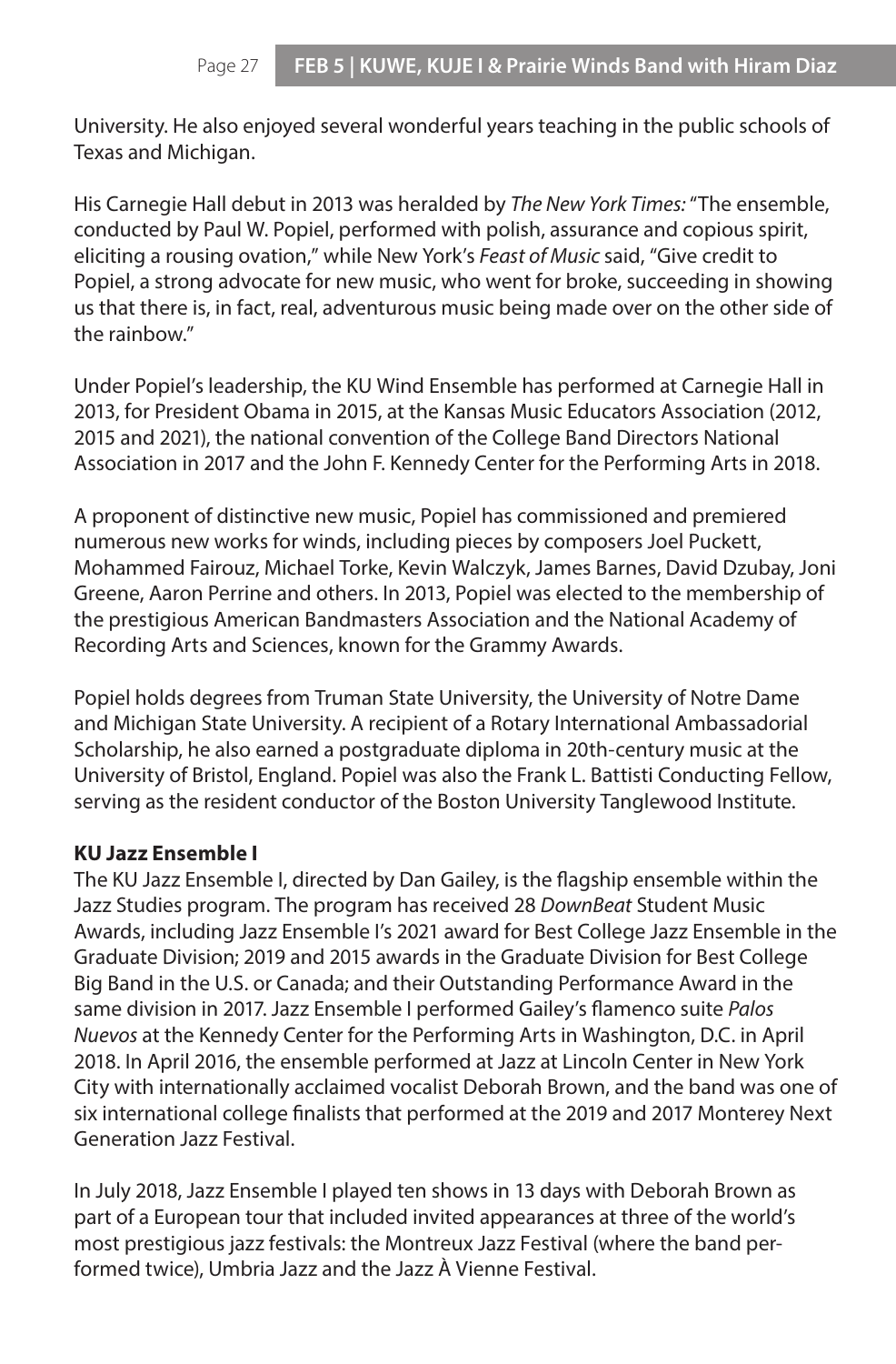University. He also enjoyed several wonderful years teaching in the public schools of Texas and Michigan.

His Carnegie Hall debut in 2013 was heralded by *The New York Times:* "The ensemble, conducted by Paul W. Popiel, performed with polish, assurance and copious spirit, eliciting a rousing ovation," while New York's *Feast of Music* said, "Give credit to Popiel, a strong advocate for new music, who went for broke, succeeding in showing us that there is, in fact, real, adventurous music being made over on the other side of the rainbow."

Under Popiel's leadership, the KU Wind Ensemble has performed at Carnegie Hall in 2013, for President Obama in 2015, at the Kansas Music Educators Association (2012, 2015 and 2021), the national convention of the College Band Directors National Association in 2017 and the John F. Kennedy Center for the Performing Arts in 2018.

A proponent of distinctive new music, Popiel has commissioned and premiered numerous new works for winds, including pieces by composers Joel Puckett, Mohammed Fairouz, Michael Torke, Kevin Walczyk, James Barnes, David Dzubay, Joni Greene, Aaron Perrine and others. In 2013, Popiel was elected to the membership of the prestigious American Bandmasters Association and the National Academy of Recording Arts and Sciences, known for the Grammy Awards.

Popiel holds degrees from Truman State University, the University of Notre Dame and Michigan State University. A recipient of a Rotary International Ambassadorial Scholarship, he also earned a postgraduate diploma in 20th-century music at the University of Bristol, England. Popiel was also the Frank L. Battisti Conducting Fellow, serving as the resident conductor of the Boston University Tanglewood Institute.

**KU Jazz Ensemble I**

The KU Jazz Ensemble I, directed by Dan Gailey, is the flagship ensemble within the Jazz Studies program. The program has received 28 *DownBeat* Student Music Awards, including Jazz Ensemble I's 2021 award for Best College Jazz Ensemble in the Graduate Division; 2019 and 2015 awards in the Graduate Division for Best College Big Band in the U.S. or Canada; and their Outstanding Performance Award in the same division in 2017. Jazz Ensemble I performed Gailey's flamenco suite *Palos Nuevos* at the Kennedy Center for the Performing Arts in Washington, D.C. in April 2018. In April 2016, the ensemble performed at Jazz at Lincoln Center in New York City with internationally acclaimed vocalist Deborah Brown, and the band was one of six international college finalists that performed at the 2019 and 2017 Monterey Next Generation Jazz Festival.

In July 2018, Jazz Ensemble I played ten shows in 13 days with Deborah Brown as part of a European tour that included invited appearances at three of the world's most prestigious jazz festivals: the Montreux Jazz Festival (where the band performed twice), Umbria Jazz and the Jazz À Vienne Festival.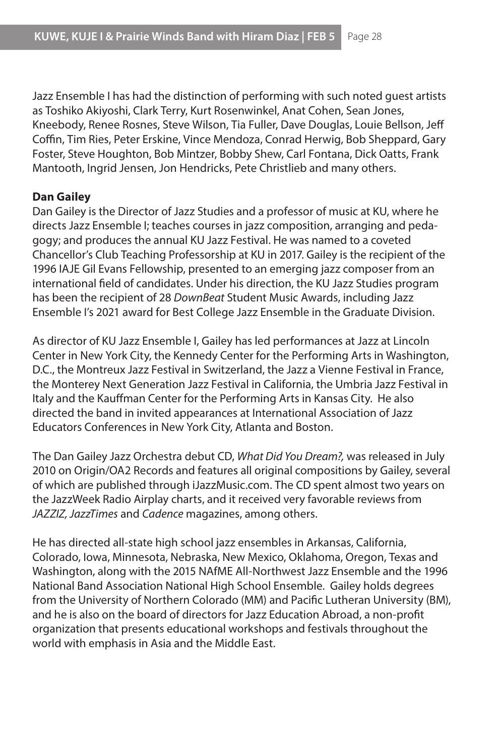Jazz Ensemble I has had the distinction of performing with such noted guest artists as Toshiko Akiyoshi, Clark Terry, Kurt Rosenwinkel, Anat Cohen, Sean Jones, Kneebody, Renee Rosnes, Steve Wilson, Tia Fuller, Dave Douglas, Louie Bellson, Jeff Coffin, Tim Ries, Peter Erskine, Vince Mendoza, Conrad Herwig, Bob Sheppard, Gary Foster, Steve Houghton, Bob Mintzer, Bobby Shew, Carl Fontana, Dick Oatts, Frank Mantooth, Ingrid Jensen, Jon Hendricks, Pete Christlieb and many others.

**Dan Gailey**

Dan Gailey is the Director of Jazz Studies and a professor of music at KU, where he directs Jazz Ensemble I; teaches courses in jazz composition, arranging and pedagogy; and produces the annual KU Jazz Festival. He was named to a coveted Chancellor's Club Teaching Professorship at KU in 2017. Gailey is the recipient of the 1996 IAJE Gil Evans Fellowship, presented to an emerging jazz composer from an international field of candidates. Under his direction, the KU Jazz Studies program has been the recipient of 28 *DownBeat* Student Music Awards, including Jazz Ensemble I's 2021 award for Best College Jazz Ensemble in the Graduate Division.

As director of KU Jazz Ensemble I, Gailey has led performances at Jazz at Lincoln Center in New York City, the Kennedy Center for the Performing Arts in Washington, D.C., the Montreux Jazz Festival in Switzerland, the Jazz a Vienne Festival in France, the Monterey Next Generation Jazz Festival in California, the Umbria Jazz Festival in Italy and the Kauffman Center for the Performing Arts in Kansas City. He also directed the band in invited appearances at International Association of Jazz Educators Conferences in New York City, Atlanta and Boston.

The Dan Gailey Jazz Orchestra debut CD, *What Did You Dream?,* was released in July 2010 on Origin/OA2 Records and features all original compositions by Gailey, several of which are published through iJazzMusic.com. The CD spent almost two years on the JazzWeek Radio Airplay charts, and it received very favorable reviews from *JAZZIZ, JazzTimes* and *Cadence* magazines, among others.

He has directed all-state high school jazz ensembles in Arkansas, California, Colorado, Iowa, Minnesota, Nebraska, New Mexico, Oklahoma, Oregon, Texas and Washington, along with the 2015 NAfME All-Northwest Jazz Ensemble and the 1996 National Band Association National High School Ensemble. Gailey holds degrees from the University of Northern Colorado (MM) and Pacific Lutheran University (BM), and he is also on the board of directors for Jazz Education Abroad, a non-profit organization that presents educational workshops and festivals throughout the world with emphasis in Asia and the Middle East.